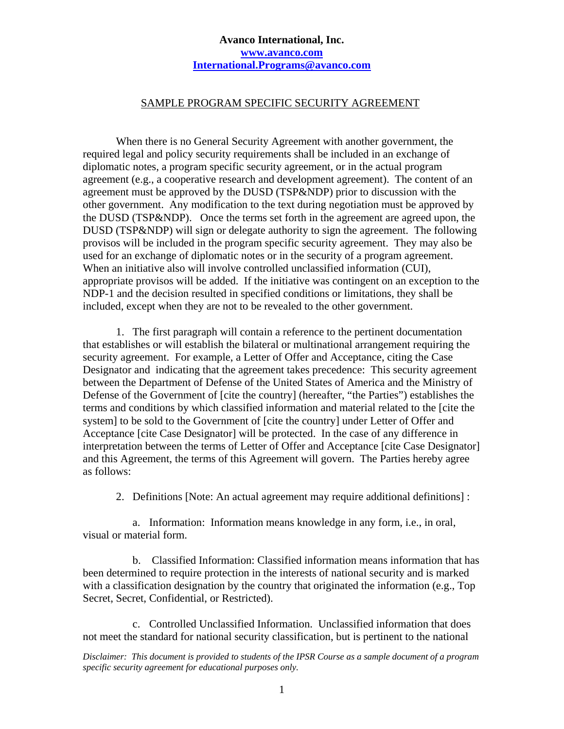**Avanco International, Inc.**
**www.avanco.com**
**International.Programs@avanco.com**

SAMPLE PROGRAM SPECIFIC SECURITY AGREEMENT

When there is no General Security Agreement with another government, the required legal and policy security requirements shall be included in an exchange of diplomatic notes, a program specific security agreement, or in the actual program agreement (e.g., a cooperative research and development agreement). The content of an agreement must be approved by the DUSD (TSP&NDP) prior to discussion with the other government. Any modification to the text during negotiation must be approved by the DUSD (TSP&NDP). Once the terms set forth in the agreement are agreed upon, the DUSD (TSP&NDP) will sign or delegate authority to sign the agreement. The following provisos will be included in the program specific security agreement. They may also be used for an exchange of diplomatic notes or in the security of a program agreement. When an initiative also will involve controlled unclassified information (CUI), appropriate provisos will be added. If the initiative was contingent on an exception to the NDP-1 and the decision resulted in specified conditions or limitations, they shall be included, except when they are not to be revealed to the other government.

1. The first paragraph will contain a reference to the pertinent documentation that establishes or will establish the bilateral or multinational arrangement requiring the security agreement. For example, a Letter of Offer and Acceptance, citing the Case Designator and indicating that the agreement takes precedence: This security agreement between the Department of Defense of the United States of America and the Ministry of Defense of the Government of [cite the country] (hereafter, "the Parties") establishes the terms and conditions by which classified information and material related to the [cite the system] to be sold to the Government of [cite the country] under Letter of Offer and Acceptance [cite Case Designator] will be protected. In the case of any difference in interpretation between the terms of Letter of Offer and Acceptance [cite Case Designator] and this Agreement, the terms of this Agreement will govern. The Parties hereby agree as follows:

2. Definitions [Note: An actual agreement may require additional definitions] :

a. Information: Information means knowledge in any form, i.e., in oral, visual or material form.

b. Classified Information: Classified information means information that has been determined to require protection in the interests of national security and is marked with a classification designation by the country that originated the information (e.g., Top Secret, Secret, Confidential, or Restricted).

c. Controlled Unclassified Information. Unclassified information that does not meet the standard for national security classification, but is pertinent to the national

*Disclaimer: This document is provided to students of the IPSR Course as a sample document of a program specific security agreement for educational purposes only.*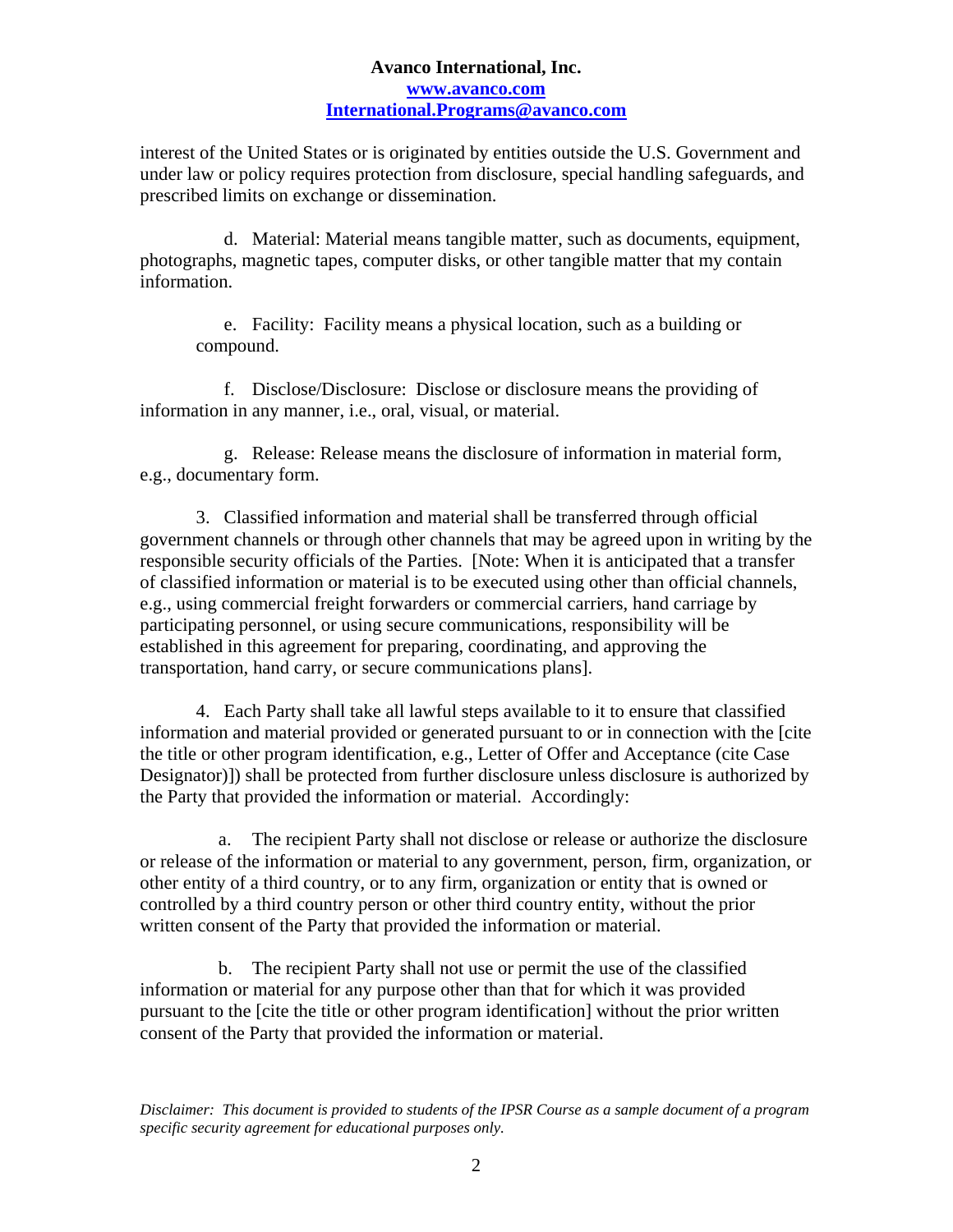interest of the United States or is originated by entities outside the U.S. Government and under law or policy requires protection from disclosure, special handling safeguards, and prescribed limits on exchange or dissemination.

d. Material: Material means tangible matter, such as documents, equipment, photographs, magnetic tapes, computer disks, or other tangible matter that my contain information.

e. Facility: Facility means a physical location, such as a building or compound.

f. Disclose/Disclosure: Disclose or disclosure means the providing of information in any manner, i.e., oral, visual, or material.

g. Release: Release means the disclosure of information in material form, e.g., documentary form.

3. Classified information and material shall be transferred through official government channels or through other channels that may be agreed upon in writing by the responsible security officials of the Parties. [Note: When it is anticipated that a transfer of classified information or material is to be executed using other than official channels, e.g., using commercial freight forwarders or commercial carriers, hand carriage by participating personnel, or using secure communications, responsibility will be established in this agreement for preparing, coordinating, and approving the transportation, hand carry, or secure communications plans].

4. Each Party shall take all lawful steps available to it to ensure that classified information and material provided or generated pursuant to or in connection with the [cite the title or other program identification, e.g., Letter of Offer and Acceptance (cite Case Designator)]) shall be protected from further disclosure unless disclosure is authorized by the Party that provided the information or material. Accordingly:

a. The recipient Party shall not disclose or release or authorize the disclosure or release of the information or material to any government, person, firm, organization, or other entity of a third country, or to any firm, organization or entity that is owned or controlled by a third country person or other third country entity, without the prior written consent of the Party that provided the information or material.

b. The recipient Party shall not use or permit the use of the classified information or material for any purpose other than that for which it was provided pursuant to the [cite the title or other program identification] without the prior written consent of the Party that provided the information or material.

*Disclaimer: This document is provided to students of the IPSR Course as a sample document of a program specific security agreement for educational purposes only.*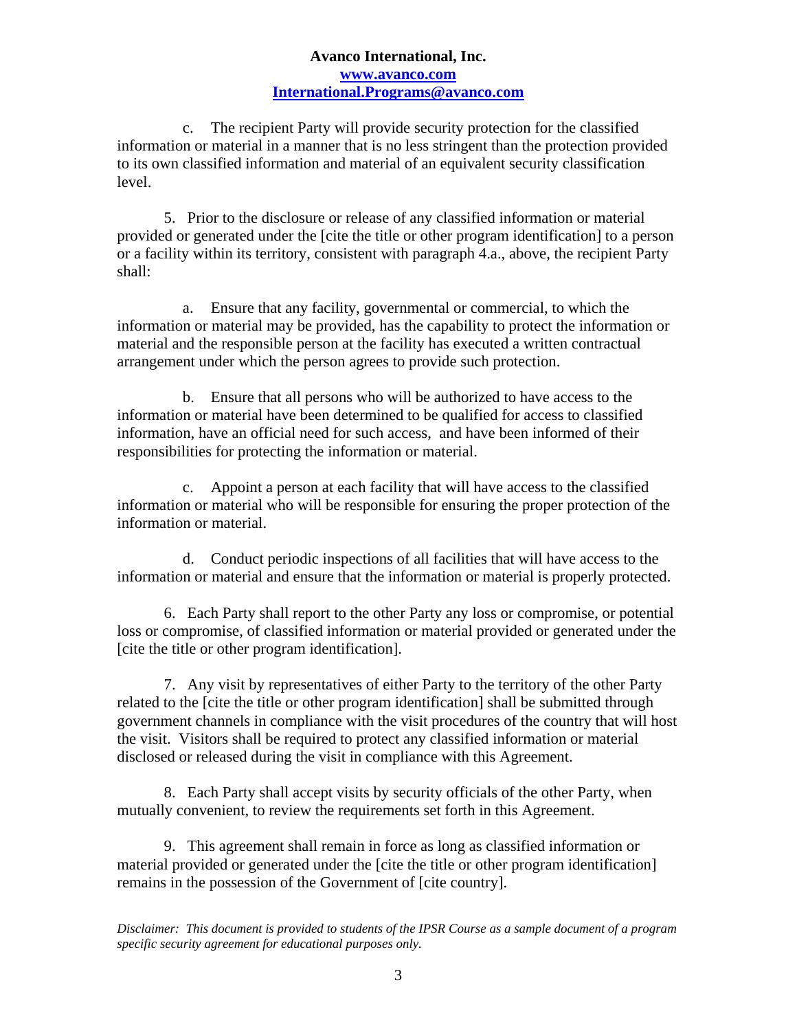c. The recipient Party will provide security protection for the classified information or material in a manner that is no less stringent than the protection provided to its own classified information and material of an equivalent security classification level.

5. Prior to the disclosure or release of any classified information or material provided or generated under the [cite the title or other program identification] to a person or a facility within its territory, consistent with paragraph 4.a., above, the recipient Party shall:

a. Ensure that any facility, governmental or commercial, to which the information or material may be provided, has the capability to protect the information or material and the responsible person at the facility has executed a written contractual arrangement under which the person agrees to provide such protection.

b. Ensure that all persons who will be authorized to have access to the information or material have been determined to be qualified for access to classified information, have an official need for such access, and have been informed of their responsibilities for protecting the information or material.

c. Appoint a person at each facility that will have access to the classified information or material who will be responsible for ensuring the proper protection of the information or material.

d. Conduct periodic inspections of all facilities that will have access to the information or material and ensure that the information or material is properly protected.

6. Each Party shall report to the other Party any loss or compromise, or potential loss or compromise, of classified information or material provided or generated under the [cite the title or other program identification].

7. Any visit by representatives of either Party to the territory of the other Party related to the [cite the title or other program identification] shall be submitted through government channels in compliance with the visit procedures of the country that will host the visit. Visitors shall be required to protect any classified information or material disclosed or released during the visit in compliance with this Agreement.

8. Each Party shall accept visits by security officials of the other Party, when mutually convenient, to review the requirements set forth in this Agreement.

9. This agreement shall remain in force as long as classified information or material provided or generated under the [cite the title or other program identification] remains in the possession of the Government of [cite country].

*Disclaimer: This document is provided to students of the IPSR Course as a sample document of a program specific security agreement for educational purposes only.*